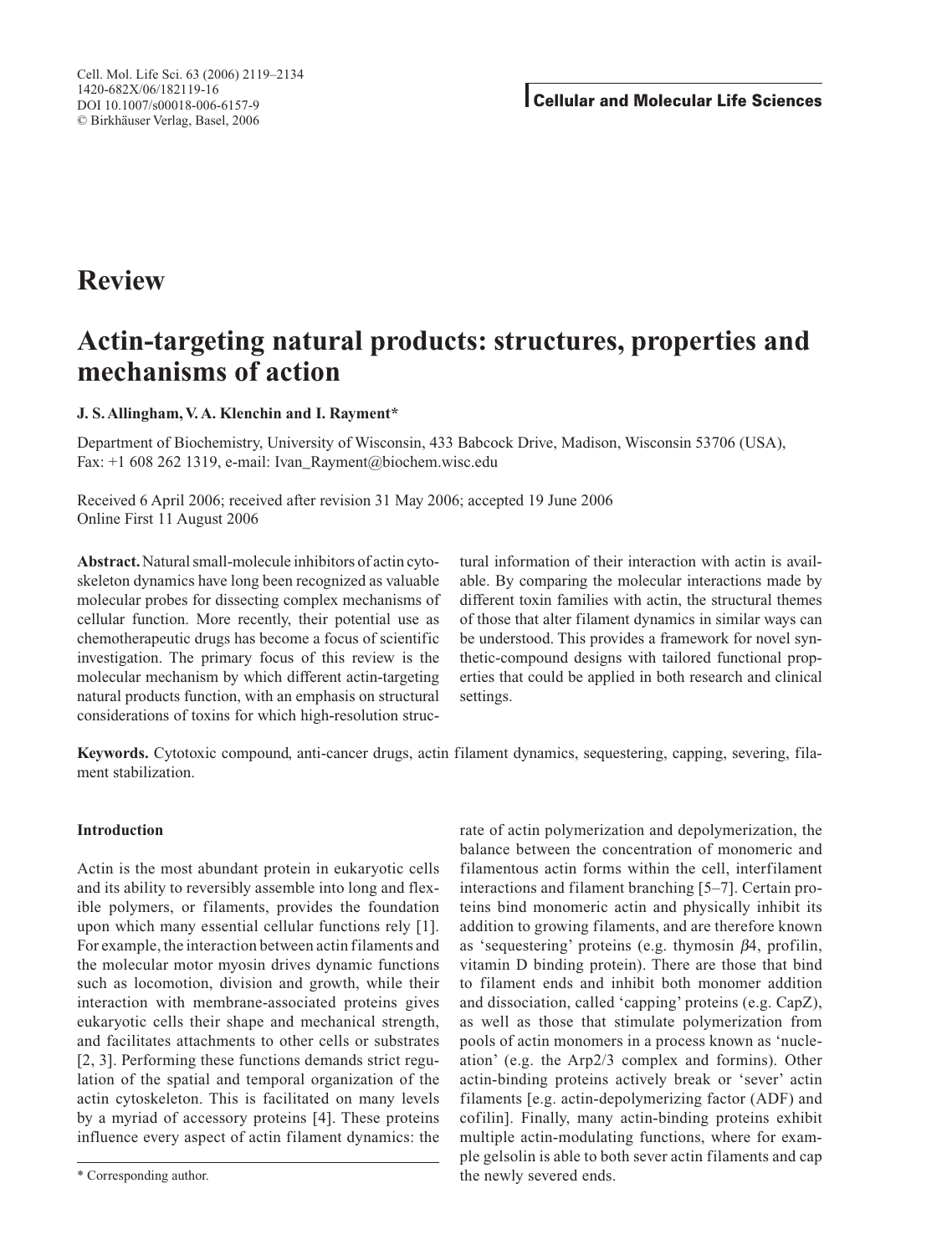# Review

# Actin-targeting natural products: structures, properties and mechanisms of action

**J. S. Allingham, V. A. Klenchin and I. Rayment***

Department of Biochemistry, University of Wisconsin, 433 Babcock Drive, Madison, Wisconsin 53706 (USA), Fax: +1 608 262 1319, e-mail: Ivan_Rayment@biochem.wisc.edu

Received 6 April 2006; received after revision 31 May 2006; accepted 19 June 2006
Online First 11 August 2006

**Abstract.** Natural small-molecule inhibitors of actin cytoskeleton dynamics have long been recognized as valuable molecular probes for dissecting complex mechanisms of cellular function. More recently, their potential use as chemotherapeutic drugs has become a focus of scientific investigation. The primary focus of this review is the molecular mechanism by which different actin-targeting natural products function, with an emphasis on structural considerations of toxins for which high-resolution structural information of their interaction with actin is available. By comparing the molecular interactions made by different toxin families with actin, the structural themes of those that alter filament dynamics in similar ways can be understood. This provides a framework for novel synthetic-compound designs with tailored functional properties that could be applied in both research and clinical settings.

**Keywords.** Cytotoxic compound, anti-cancer drugs, actin filament dynamics, sequestering, capping, severing, filament stabilization.

## Introduction

Actin is the most abundant protein in eukaryotic cells and its ability to reversibly assemble into long and flexible polymers, or filaments, provides the foundation upon which many essential cellular functions rely [1]. For example, the interaction between actin filaments and the molecular motor myosin drives dynamic functions such as locomotion, division and growth, while their interaction with membrane-associated proteins gives eukaryotic cells their shape and mechanical strength, and facilitates attachments to other cells or substrates [2, 3]. Performing these functions demands strict regulation of the spatial and temporal organization of the actin cytoskeleton. This is facilitated on many levels by a myriad of accessory proteins [4]. These proteins influence every aspect of actin filament dynamics: the rate of actin polymerization and depolymerization, the balance between the concentration of monomeric and filamentous actin forms within the cell, interfilament interactions and filament branching [5–7]. Certain proteins bind monomeric actin and physically inhibit its addition to growing filaments, and are therefore known as 'sequestering' proteins (e.g. thymosin $\beta$4, profilin, vitamin D binding protein). There are those that bind to filament ends and inhibit both monomer addition and dissociation, called 'capping' proteins (e.g. CapZ), as well as those that stimulate polymerization from pools of actin monomers in a process known as 'nucleation' (e.g. the Arp2/3 complex and formins). Other actin-binding proteins actively break or 'sever' actin filaments [e.g. actin-depolymerizing factor (ADF) and cofilin]. Finally, many actin-binding proteins exhibit multiple actin-modulating functions, where for example gelsolin is able to both sever actin filaments and cap the newly severed ends.

\* Corresponding author.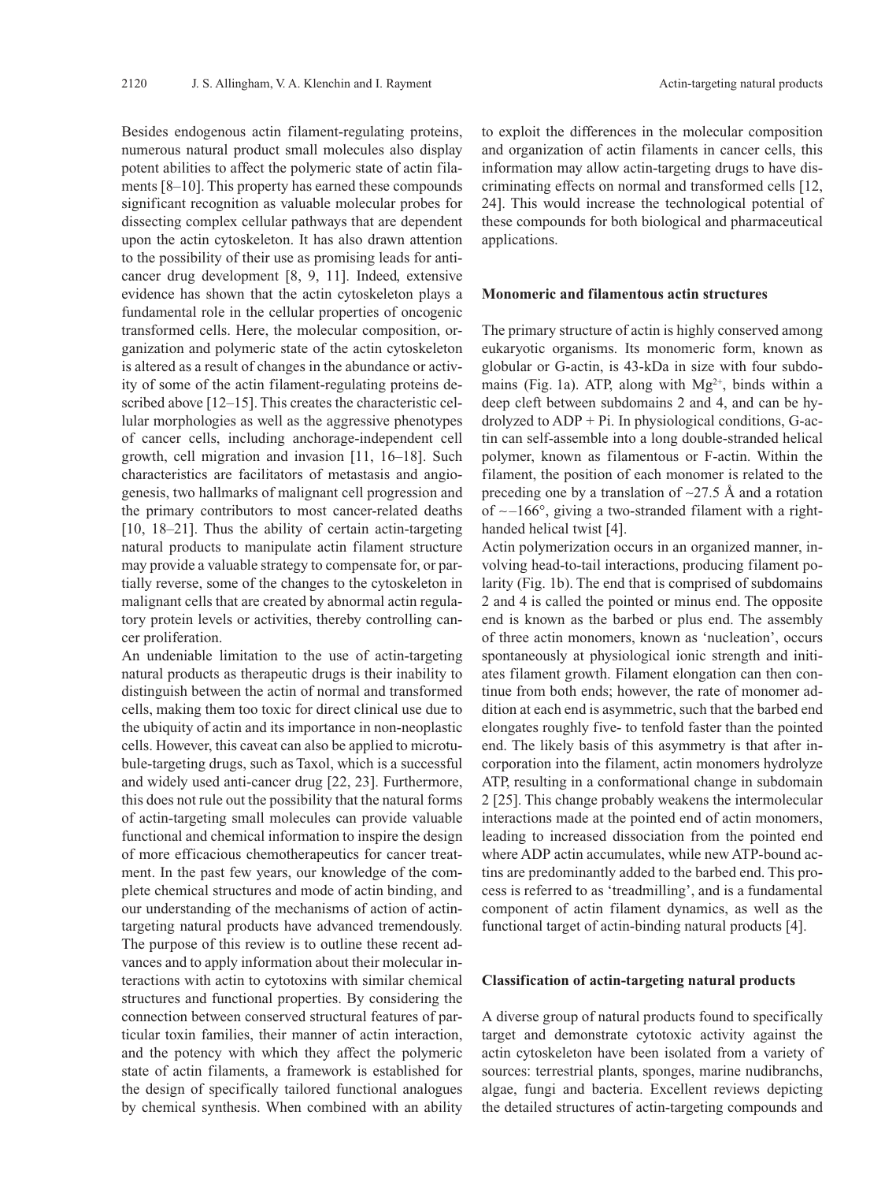Besides endogenous actin filament-regulating proteins, numerous natural product small molecules also display potent abilities to affect the polymeric state of actin filaments [8–10]. This property has earned these compounds significant recognition as valuable molecular probes for dissecting complex cellular pathways that are dependent upon the actin cytoskeleton. It has also drawn attention to the possibility of their use as promising leads for anticancer drug development [8, 9, 11]. Indeed, extensive evidence has shown that the actin cytoskeleton plays a fundamental role in the cellular properties of oncogenic transformed cells. Here, the molecular composition, organization and polymeric state of the actin cytoskeleton is altered as a result of changes in the abundance or activity of some of the actin filament-regulating proteins described above [12–15]. This creates the characteristic cellular morphologies as well as the aggressive phenotypes of cancer cells, including anchorage-independent cell growth, cell migration and invasion [11, 16–18]. Such characteristics are facilitators of metastasis and angiogenesis, two hallmarks of malignant cell progression and the primary contributors to most cancer-related deaths [10, 18–21]. Thus the ability of certain actin-targeting natural products to manipulate actin filament structure may provide a valuable strategy to compensate for, or partially reverse, some of the changes to the cytoskeleton in malignant cells that are created by abnormal actin regulatory protein levels or activities, thereby controlling cancer proliferation.

An undeniable limitation to the use of actin-targeting natural products as therapeutic drugs is their inability to distinguish between the actin of normal and transformed cells, making them too toxic for direct clinical use due to the ubiquity of actin and its importance in non-neoplastic cells. However, this caveat can also be applied to microtubule-targeting drugs, such as Taxol, which is a successful and widely used anti-cancer drug [22, 23]. Furthermore, this does not rule out the possibility that the natural forms of actin-targeting small molecules can provide valuable functional and chemical information to inspire the design of more efficacious chemotherapeutics for cancer treatment. In the past few years, our knowledge of the complete chemical structures and mode of actin binding, and our understanding of the mechanisms of action of actin-targeting natural products have advanced tremendously. The purpose of this review is to outline these recent advances and to apply information about their molecular interactions with actin to cytotoxins with similar chemical structures and functional properties. By considering the connection between conserved structural features of particular toxin families, their manner of actin interaction, and the potency with which they affect the polymeric state of actin filaments, a framework is established for the design of specifically tailored functional analogues by chemical synthesis. When combined with an ability to exploit the differences in the molecular composition and organization of actin filaments in cancer cells, this information may allow actin-targeting drugs to have discriminating effects on normal and transformed cells [12, 24]. This would increase the technological potential of these compounds for both biological and pharmaceutical applications.

## Monomeric and filamentous actin structures

The primary structure of actin is highly conserved among eukaryotic organisms. Its monomeric form, known as globular or G-actin, is 43-kDa in size with four subdomains (Fig. 1a). ATP, along with $Mg^{2+}$, binds within a deep cleft between subdomains 2 and 4, and can be hydrolyzed to ADP + Pi. In physiological conditions, G-actin can self-assemble into a long double-stranded helical polymer, known as filamentous or F-actin. Within the filament, the position of each monomer is related to the preceding one by a translation of ~27.5 Å and a rotation of ~–166°, giving a two-stranded filament with a right-handed helical twist [4].

Actin polymerization occurs in an organized manner, involving head-to-tail interactions, producing filament polarity (Fig. 1b). The end that is comprised of subdomains 2 and 4 is called the pointed or minus end. The opposite end is known as the barbed or plus end. The assembly of three actin monomers, known as 'nucleation', occurs spontaneously at physiological ionic strength and initiates filament growth. Filament elongation can then continue from both ends; however, the rate of monomer addition at each end is asymmetric, such that the barbed end elongates roughly five- to tenfold faster than the pointed end. The likely basis of this asymmetry is that after incorporation into the filament, actin monomers hydrolyze ATP, resulting in a conformational change in subdomain 2 [25]. This change probably weakens the intermolecular interactions made at the pointed end of actin monomers, leading to increased dissociation from the pointed end where ADP actin accumulates, while new ATP-bound actins are predominantly added to the barbed end. This process is referred to as 'treadmilling', and is a fundamental component of actin filament dynamics, as well as the functional target of actin-binding natural products [4].

## Classification of actin-targeting natural products

A diverse group of natural products found to specifically target and demonstrate cytotoxic activity against the actin cytoskeleton have been isolated from a variety of sources: terrestrial plants, sponges, marine nudibranchs, algae, fungi and bacteria. Excellent reviews depicting the detailed structures of actin-targeting compounds and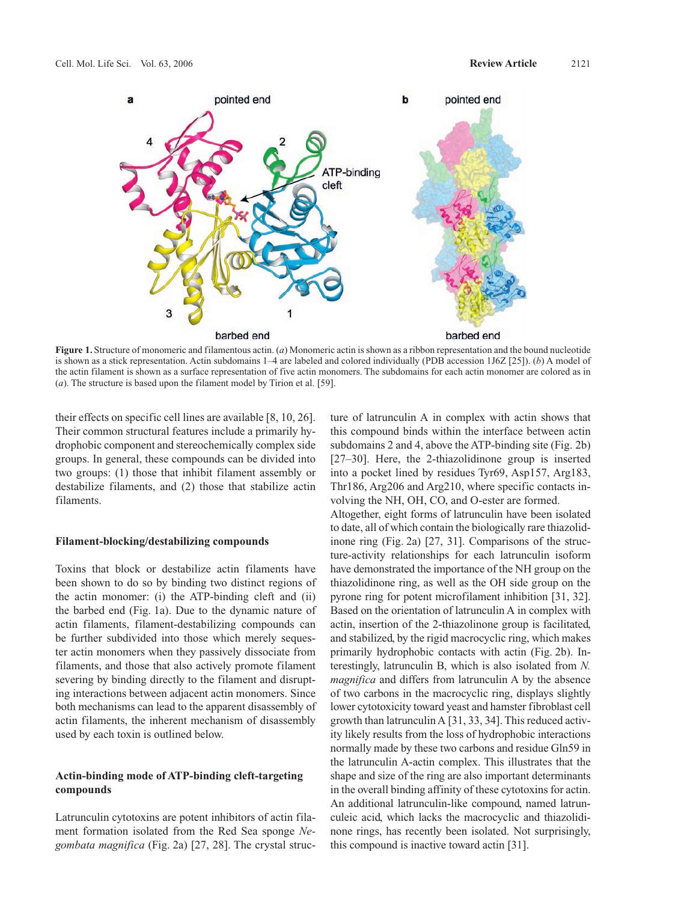**Figure 1.** Structure of monomeric and filamentous actin. (*a*) Monomeric actin is shown as a ribbon representation and the bound nucleotide is shown as a stick representation. Actin subdomains 1–4 are labeled and colored individually (PDB accession 1J6Z [25]). (*b*) A model of the actin filament is shown as a surface representation of five actin monomers. The subdomains for each actin monomer are colored as in (*a*). The structure is based upon the filament model by Tirion et al. [59].

their effects on specific cell lines are available [8, 10, 26]. Their common structural features include a primarily hydrophobic component and stereochemically complex side groups. In general, these compounds can be divided into two groups: (1) those that inhibit filament assembly or destabilize filaments, and (2) those that stabilize actin filaments.

### Filament-blocking/destabilizing compounds

Toxins that block or destabilize actin filaments have been shown to do so by binding two distinct regions of the actin monomer: (i) the ATP-binding cleft and (ii) the barbed end (Fig. 1a). Due to the dynamic nature of actin filaments, filament-destabilizing compounds can be further subdivided into those which merely sequester actin monomers when they passively dissociate from filaments, and those that also actively promote filament severing by binding directly to the filament and disrupting interactions between adjacent actin monomers. Since both mechanisms can lead to the apparent disassembly of actin filaments, the inherent mechanism of disassembly used by each toxin is outlined below.

### Actin-binding mode of ATP-binding cleft-targeting compounds

Latrunculin cytotoxins are potent inhibitors of actin filament formation isolated from the Red Sea sponge *Negombata magnifica* (Fig. 2a) [27, 28]. The crystal structure of latrunculin A in complex with actin shows that this compound binds within the interface between actin subdomains 2 and 4, above the ATP-binding site (Fig. 2b) [27–30]. Here, the 2-thiazolidinone group is inserted into a pocket lined by residues Tyr69, Asp157, Arg183, Thr186, Arg206 and Arg210, where specific contacts involving the NH, OH, CO, and O-ester are formed.

Altogether, eight forms of latrunculin have been isolated to date, all of which contain the biologically rare thiazolidinone ring (Fig. 2a) [27, 31]. Comparisons of the structure-activity relationships for each latrunculin isoform have demonstrated the importance of the NH group on the thiazolidinone ring, as well as the OH side group on the pyrone ring for potent microfilament inhibition [31, 32]. Based on the orientation of latrunculin A in complex with actin, insertion of the 2-thiazolinone group is facilitated, and stabilized, by the rigid macrocyclic ring, which makes primarily hydrophobic contacts with actin (Fig. 2b). Interestingly, latrunculin B, which is also isolated from *N. magnifica* and differs from latrunculin A by the absence of two carbons in the macrocyclic ring, displays slightly lower cytotoxicity toward yeast and hamster fibroblast cell growth than latrunculin A [31, 33, 34]. This reduced activity likely results from the loss of hydrophobic interactions normally made by these two carbons and residue Gln59 in the latrunculin A-actin complex. This illustrates that the shape and size of the ring are also important determinants in the overall binding affinity of these cytotoxins for actin. An additional latrunculin-like compound, named latrunculeic acid, which lacks the macrocyclic and thiazolidinone rings, has recently been isolated. Not surprisingly, this compound is inactive toward actin [31].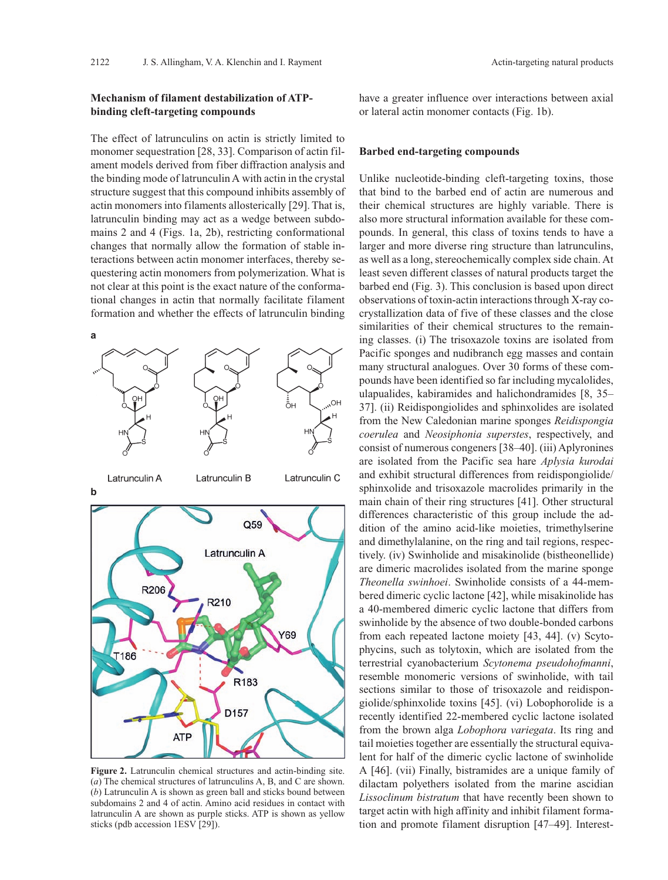## Mechanism of filament destabilization of ATP-binding cleft-targeting compounds

The effect of latrunculins on actin is strictly limited to monomer sequestration [28, 33]. Comparison of actin filament models derived from fiber diffraction analysis and the binding mode of latrunculin A with actin in the crystal structure suggest that this compound inhibits assembly of actin monomers into filaments allosterically [29]. That is, latrunculin binding may act as a wedge between subdomains 2 and 4 (Figs. 1a, 2b), restricting conformational changes that normally allow the formation of stable interactions between actin monomer interfaces, thereby sequestering actin monomers from polymerization. What is not clear at this point is the exact nature of the conformational changes in actin that normally facilitate filament formation and whether the effects of latrunculin binding have a greater influence over interactions between axial or lateral actin monomer contacts (Fig. 1b).

**Figure 2.** Latrunculin chemical structures and actin-binding site. (*a*) The chemical structures of latrunculins A, B, and C are shown. (*b*) Latrunculin A is shown as green ball and sticks bound between subdomains 2 and 4 of actin. Amino acid residues in contact with latrunculin A are shown as purple sticks. ATP is shown as yellow sticks (pdb accession 1ESV [29]).

## Barbed end-targeting compounds

Unlike nucleotide-binding cleft-targeting toxins, those that bind to the barbed end of actin are numerous and their chemical structures are highly variable. There is also more structural information available for these compounds. In general, this class of toxins tends to have a larger and more diverse ring structure than latrunculins, as well as a long, stereochemically complex side chain. At least seven different classes of natural products target the barbed end (Fig. 3). This conclusion is based upon direct observations of toxin-actin interactions through X-ray co-crystallization data of five of these classes and the close similarities of their chemical structures to the remaining classes. (i) The trisoxazole toxins are isolated from Pacific sponges and nudibranch egg masses and contain many structural analogues. Over 30 forms of these compounds have been identified so far including mycalolides, ulapualides, kabiramides and halichondramides [8, 35–37]. (ii) Reidispongiolides and sphinxolides are isolated from the New Caledonian marine sponges *Reidispongia coerulea* and *Neosiphonia superstes*, respectively, and consist of numerous congeners [38–40]. (iii) Aplyronines are isolated from the Pacific sea hare *Aplysia kurodai* and exhibit structural differences from reidispongiolide/sphinxolide and trisoxazole macrolides primarily in the main chain of their ring structures [41]. Other structural differences characteristic of this group include the addition of the amino acid-like moieties, trimethylserine and dimethylalanine, on the ring and tail regions, respectively. (iv) Swinholide and misakinolide (bistheonellide) are dimeric macrolides isolated from the marine sponge *Theonella swinhoei*. Swinholide consists of a 44-membered dimeric cyclic lactone [42], while misakinolide has a 40-membered dimeric cyclic lactone that differs from swinholide by the absence of two double-bonded carbons from each repeated lactone moiety [43, 44]. (v) Scytophycins, such as tolytoxin, which are isolated from the terrestrial cyanobacterium *Scytonema pseudohofmanni*, resemble monomeric versions of swinholide, with tail sections similar to those of trisoxazole and reidispongiolide/sphinxolide toxins [45]. (vi) Lobophorolide is a recently identified 22-membered cyclic lactone isolated from the brown alga *Lobophora variegata*. Its ring and tail moieties together are essentially the structural equivalent for half of the dimeric cyclic lactone of swinholide A [46]. (vii) Finally, bistramides are a unique family of dilactam polyethers isolated from the marine ascidian *Lissoclinum bistratum* that have recently been shown to target actin with high affinity and inhibit filament formation and promote filament disruption [47–49]. Interest-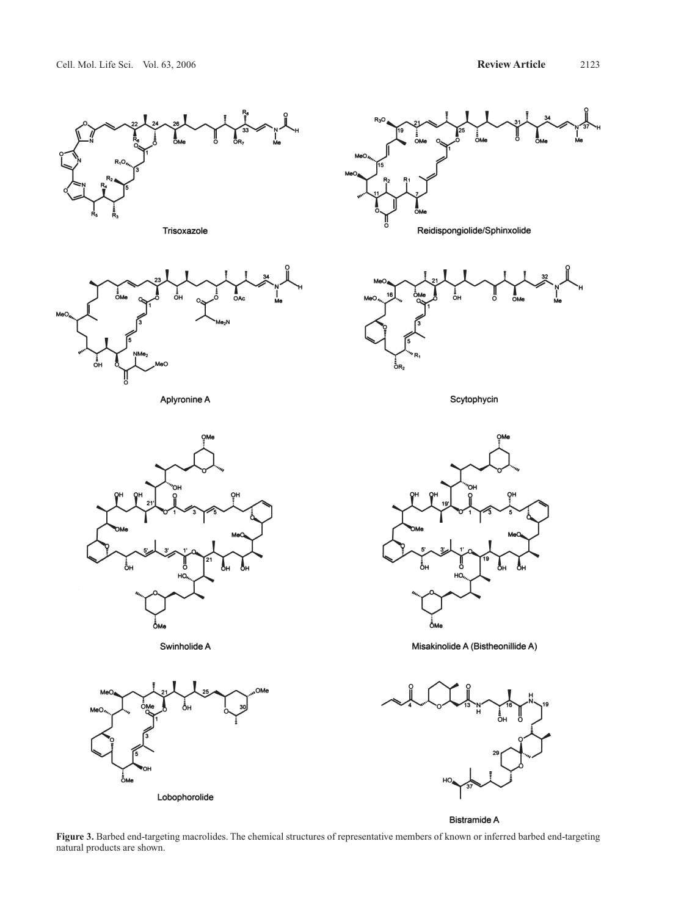**Figure 3.** Barbed end-targeting macrolides. The chemical structures of representative members of known or inferred barbed end-targeting natural products are shown.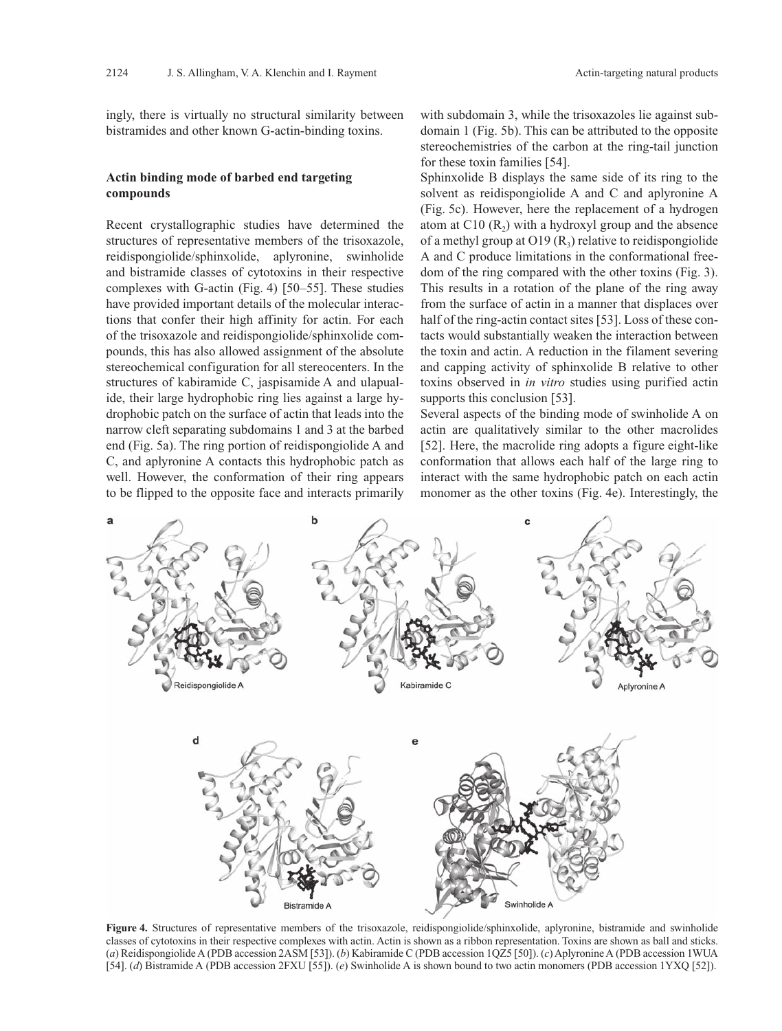ingly, there is virtually no structural similarity between bistramides and other known G-actin-binding toxins.

## Actin binding mode of barbed end targeting compounds

Recent crystallographic studies have determined the structures of representative members of the trisoxazole, reidispongiolide/sphinxolide, aplyronine, swinholide and bistramide classes of cytotoxins in their respective complexes with G-actin (Fig. 4) [50–55]. These studies have provided important details of the molecular interactions that confer their high affinity for actin. For each of the trisoxazole and reidispongiolide/sphinxolide compounds, this has also allowed assignment of the absolute stereochemical configuration for all stereocenters. In the structures of kabiramide C, jaspisamide A and ulapualide, their large hydrophobic ring lies against a large hydrophobic patch on the surface of actin that leads into the narrow cleft separating subdomains 1 and 3 at the barbed end (Fig. 5a). The ring portion of reidispongiolide A and C, and aplyronine A contacts this hydrophobic patch as well. However, the conformation of their ring appears to be flipped to the opposite face and interacts primarily with subdomain 3, while the trisoxazoles lie against subdomain 1 (Fig. 5b). This can be attributed to the opposite stereochemistries of the carbon at the ring-tail junction for these toxin families [54].

Sphinxolide B displays the same side of its ring to the solvent as reidispongiolide A and C and aplyronine A (Fig. 5c). However, here the replacement of a hydrogen atom at C10 ($R_2$) with a hydroxyl group and the absence of a methyl group at O19 ($R_3$) relative to reidispongiolide A and C produce limitations in the conformational freedom of the ring compared with the other toxins (Fig. 3). This results in a rotation of the plane of the ring away from the surface of actin in a manner that displaces over half of the ring-actin contact sites [53]. Loss of these contacts would substantially weaken the interaction between the toxin and actin. A reduction in the filament severing and capping activity of sphinxolide B relative to other toxins observed in *in vitro* studies using purified actin supports this conclusion [53].

Several aspects of the binding mode of swinholide A on actin are qualitatively similar to the other macrolides [52]. Here, the macrolide ring adopts a figure eight-like conformation that allows each half of the large ring to interact with the same hydrophobic patch on each actin monomer as the other toxins (Fig. 4e). Interestingly, the

**Figure 4.** Structures of representative members of the trisoxazole, reidispongiolide/sphinxolide, aplyronine, bistramide and swinholide classes of cytotoxins in their respective complexes with actin. Actin is shown as a ribbon representation. Toxins are shown as ball and sticks. (*a*) Reidispongiolide A (PDB accession 2ASM [53]). (*b*) Kabiramide C (PDB accession 1QZ5 [50]). (*c*) Aplyronine A (PDB accession 1WUA [54]. (*d*) Bistramide A (PDB accession 2FXU [55]). (*e*) Swinholide A is shown bound to two actin monomers (PDB accession 1YXQ [52]).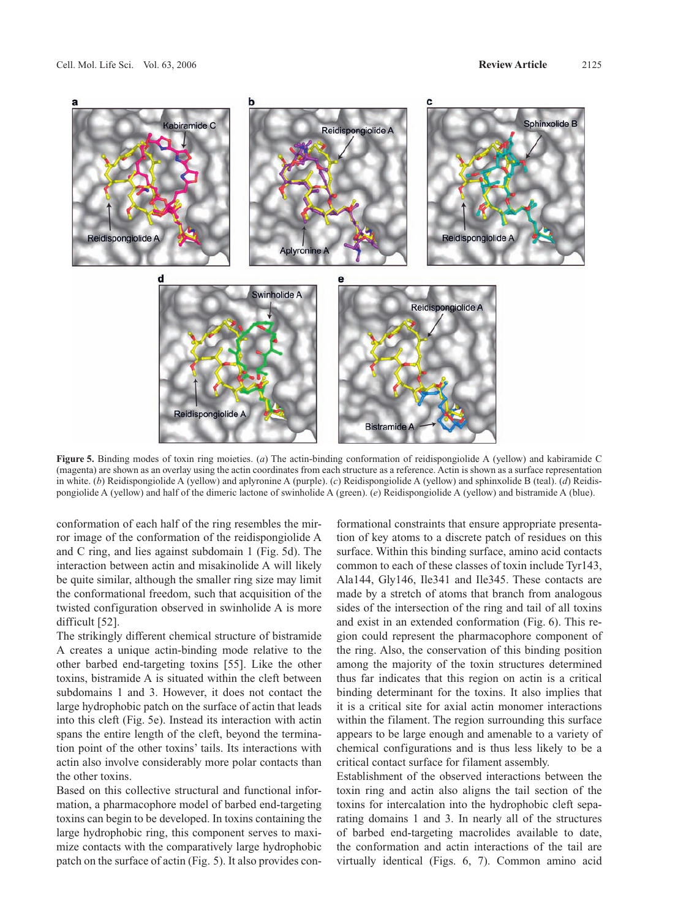**Figure 5.** Binding modes of toxin ring moieties. (*a*) The actin-binding conformation of reidispongiolide A (yellow) and kabiramide C (magenta) are shown as an overlay using the actin coordinates from each structure as a reference. Actin is shown as a surface representation in white. (*b*) Reidispongiolide A (yellow) and aplyronine A (purple). (*c*) Reidispongiolide A (yellow) and sphinxolide B (teal). (*d*) Reidispongiolide A (yellow) and half of the dimeric lactone of swinholide A (green). (*e*) Reidispongiolide A (yellow) and bistramide A (blue).

conformation of each half of the ring resembles the mirror image of the conformation of the reidispongiolide A and C ring, and lies against subdomain 1 (Fig. 5d). The interaction between actin and misakinolide A will likely be quite similar, although the smaller ring size may limit the conformational freedom, such that acquisition of the twisted configuration observed in swinholide A is more difficult [52].

The strikingly different chemical structure of bistramide A creates a unique actin-binding mode relative to the other barbed end-targeting toxins [55]. Like the other toxins, bistramide A is situated within the cleft between subdomains 1 and 3. However, it does not contact the large hydrophobic patch on the surface of actin that leads into this cleft (Fig. 5e). Instead its interaction with actin spans the entire length of the cleft, beyond the termination point of the other toxins' tails. Its interactions with actin also involve considerably more polar contacts than the other toxins.

Based on this collective structural and functional information, a pharmacophore model of barbed end-targeting toxins can begin to be developed. In toxins containing the large hydrophobic ring, this component serves to maximize contacts with the comparatively large hydrophobic patch on the surface of actin (Fig. 5). It also provides conformational constraints that ensure appropriate presentation of key atoms to a discrete patch of residues on this surface. Within this binding surface, amino acid contacts common to each of these classes of toxin include Tyr143, Ala144, Gly146, Ile341 and Ile345. These contacts are made by a stretch of atoms that branch from analogous sides of the intersection of the ring and tail of all toxins and exist in an extended conformation (Fig. 6). This region could represent the pharmacophore component of the ring. Also, the conservation of this binding position among the majority of the toxin structures determined thus far indicates that this region on actin is a critical binding determinant for the toxins. It also implies that it is a critical site for axial actin monomer interactions within the filament. The region surrounding this surface appears to be large enough and amenable to a variety of chemical configurations and is thus less likely to be a critical contact surface for filament assembly.

Establishment of the observed interactions between the toxin ring and actin also aligns the tail section of the toxins for intercalation into the hydrophobic cleft separating domains 1 and 3. In nearly all of the structures of barbed end-targeting macrolides available to date, the conformation and actin interactions of the tail are virtually identical (Figs. 6, 7). Common amino acid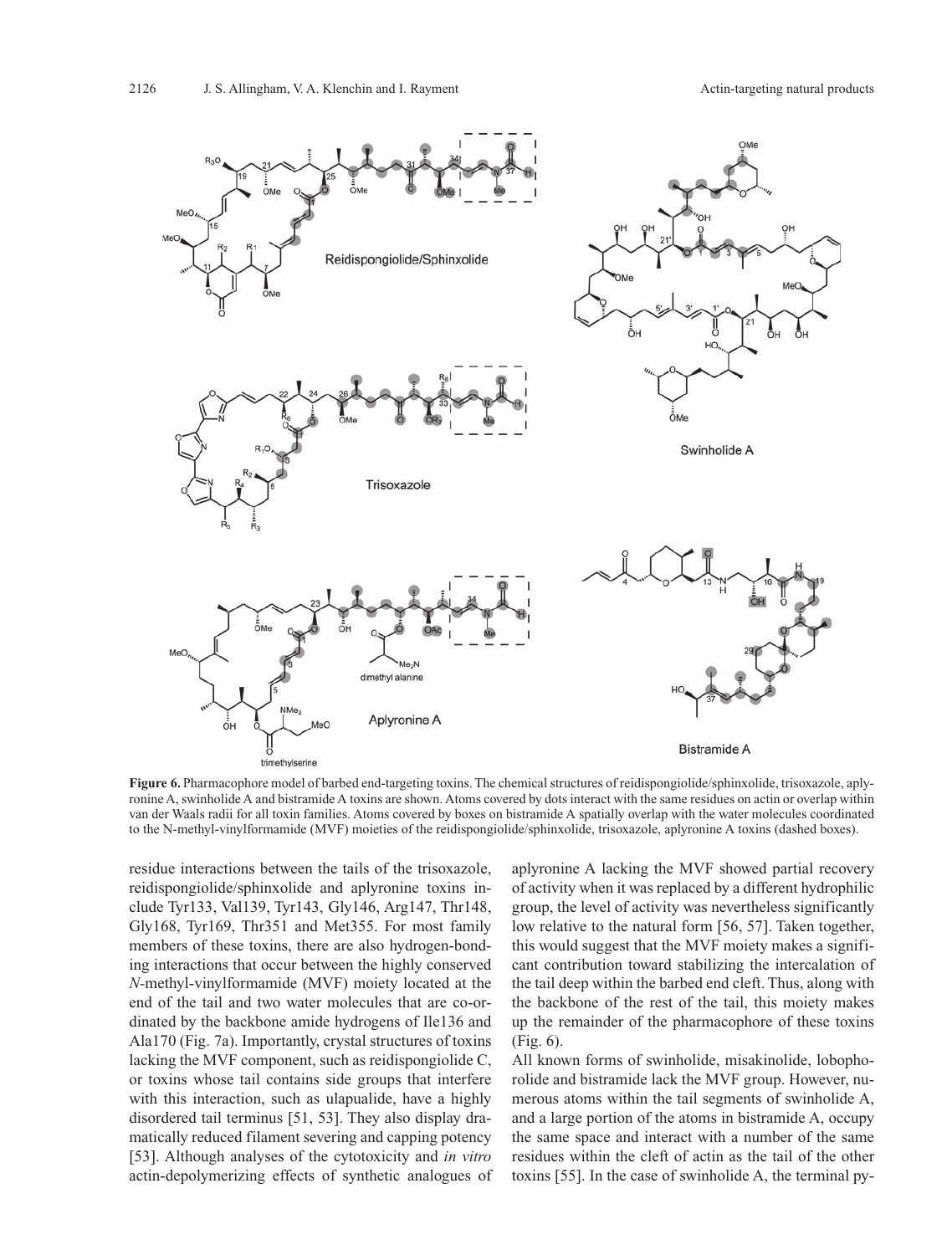**Figure 6.** Pharmacophore model of barbed end-targeting toxins. The chemical structures of reidispongiolide/sphinxolide, trisoxazole, aplyronine A, swinholide A and bistramide A toxins are shown. Atoms covered by dots interact with the same residues on actin or overlap within van der Waals radii for all toxin families. Atoms covered by boxes on bistramide A spatially overlap with the water molecules coordinated to the N-methyl-vinylformamide (MVF) moieties of the reidispongiolide/sphinxolide, trisoxazole, aplyronine A toxins (dashed boxes).

residue interactions between the tails of the trisoxazole, reidispongiolide/sphinxolide and aplyronine toxins include Tyr133, Val139, Tyr143, Gly146, Arg147, Thr148, Gly168, Tyr169, Thr351 and Met355. For most family members of these toxins, there are also hydrogen-bonding interactions that occur between the highly conserved *N*-methyl-vinylformamide (MVF) moiety located at the end of the tail and two water molecules that are co-ordinated by the backbone amide hydrogens of Ile136 and Ala170 (Fig. 7a). Importantly, crystal structures of toxins lacking the MVF component, such as reidispongiolide C, or toxins whose tail contains side groups that interfere with this interaction, such as ulapualide, have a highly disordered tail terminus [51, 53]. They also display dramatically reduced filament severing and capping potency [53]. Although analyses of the cytotoxicity and *in vitro* actin-depolymerizing effects of synthetic analogues of aplyronine A lacking the MVF showed partial recovery of activity when it was replaced by a different hydrophilic group, the level of activity was nevertheless significantly low relative to the natural form [56, 57]. Taken together, this would suggest that the MVF moiety makes a significant contribution toward stabilizing the intercalation of the tail deep within the barbed end cleft. Thus, along with the backbone of the rest of the tail, this moiety makes up the remainder of the pharmacophore of these toxins (Fig. 6).

All known forms of swinholide, misakinolide, lobophorolide and bistramide lack the MVF group. However, numerous atoms within the tail segments of swinholide A, and a large portion of the atoms in bistramide A, occupy the same space and interact with a number of the same residues within the cleft of actin as the tail of the other toxins [55]. In the case of swinholide A, the terminal py-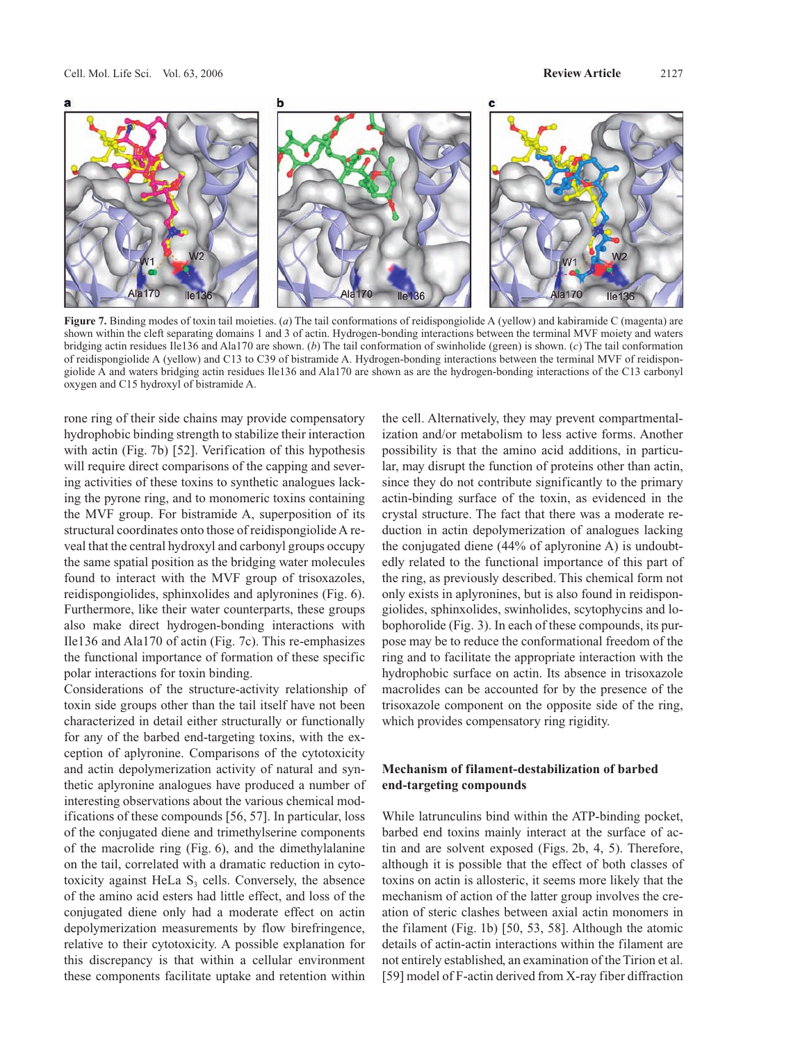**Figure 7.** Binding modes of toxin tail moieties. (*a*) The tail conformations of reidispongiolide A (yellow) and kabiramide C (magenta) are shown within the cleft separating domains 1 and 3 of actin. Hydrogen-bonding interactions between the terminal MVF moiety and waters bridging actin residues Ile136 and Ala170 are shown. (*b*) The tail conformation of swinholide (green) is shown. (*c*) The tail conformation of reidispongiolide A (yellow) and C13 to C39 of bistramide A. Hydrogen-bonding interactions between the terminal MVF of reidispongiolide A and waters bridging actin residues Ile136 and Ala170 are shown as are the hydrogen-bonding interactions of the C13 carbonyl oxygen and C15 hydroxyl of bistramide A.

rone ring of their side chains may provide compensatory hydrophobic binding strength to stabilize their interaction with actin (Fig. 7b) [52]. Verification of this hypothesis will require direct comparisons of the capping and severing activities of these toxins to synthetic analogues lacking the pyrone ring, and to monomeric toxins containing the MVF group. For bistramide A, superposition of its structural coordinates onto those of reidispongiolide A reveal that the central hydroxyl and carbonyl groups occupy the same spatial position as the bridging water molecules found to interact with the MVF group of trisoxazoles, reidispongiolides, sphinxolides and aplyronines (Fig. 6). Furthermore, like their water counterparts, these groups also make direct hydrogen-bonding interactions with Ile136 and Ala170 of actin (Fig. 7c). This re-emphasizes the functional importance of formation of these specific polar interactions for toxin binding.

Considerations of the structure-activity relationship of toxin side groups other than the tail itself have not been characterized in detail either structurally or functionally for any of the barbed end-targeting toxins, with the exception of aplyronine. Comparisons of the cytotoxicity and actin depolymerization activity of natural and synthetic aplyronine analogues have produced a number of interesting observations about the various chemical modifications of these compounds [56, 57]. In particular, loss of the conjugated diene and trimethylserine components of the macrolide ring (Fig. 6), and the dimethylalanine on the tail, correlated with a dramatic reduction in cytotoxicity against HeLa $S_3$ cells. Conversely, the absence of the amino acid esters had little effect, and loss of the conjugated diene only had a moderate effect on actin depolymerization measurements by flow birefringence, relative to their cytotoxicity. A possible explanation for this discrepancy is that within a cellular environment these components facilitate uptake and retention within the cell. Alternatively, they may prevent compartmentalization and/or metabolism to less active forms. Another possibility is that the amino acid additions, in particular, may disrupt the function of proteins other than actin, since they do not contribute significantly to the primary actin-binding surface of the toxin, as evidenced in the crystal structure. The fact that there was a moderate reduction in actin depolymerization of analogues lacking the conjugated diene (44% of aplyronine A) is undoubtedly related to the functional importance of this part of the ring, as previously described. This chemical form not only exists in aplyronines, but is also found in reidispongiolides, sphinxolides, swinholides, scytophycins and lobophorolide (Fig. 3). In each of these compounds, its purpose may be to reduce the conformational freedom of the ring and to facilitate the appropriate interaction with the hydrophobic surface on actin. Its absence in trisoxazole macrolides can be accounted for by the presence of the trisoxazole component on the opposite side of the ring, which provides compensatory ring rigidity.

## Mechanism of filament-destabilization of barbed end-targeting compounds

While latrunculins bind within the ATP-binding pocket, barbed end toxins mainly interact at the surface of actin and are solvent exposed (Figs. 2b, 4, 5). Therefore, although it is possible that the effect of both classes of toxins on actin is allosteric, it seems more likely that the mechanism of action of the latter group involves the creation of steric clashes between axial actin monomers in the filament (Fig. 1b) [50, 53, 58]. Although the atomic details of actin-actin interactions within the filament are not entirely established, an examination of the Tirion et al. [59] model of F-actin derived from X-ray fiber diffraction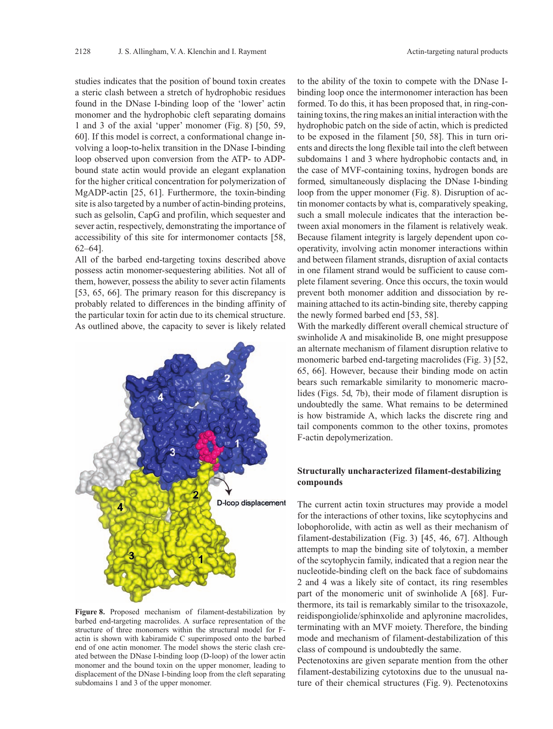studies indicates that the position of bound toxin creates a steric clash between a stretch of hydrophobic residues found in the DNase I-binding loop of the 'lower' actin monomer and the hydrophobic cleft separating domains 1 and 3 of the axial 'upper' monomer (Fig. 8) [50, 59, 60]. If this model is correct, a conformational change involving a loop-to-helix transition in the DNase I-binding loop observed upon conversion from the ATP- to ADP-bound state actin would provide an elegant explanation for the higher critical concentration for polymerization of MgADP-actin [25, 61]. Furthermore, the toxin-binding site is also targeted by a number of actin-binding proteins, such as gelsolin, CapG and profilin, which sequester and sever actin, respectively, demonstrating the importance of accessibility of this site for intermonomer contacts [58, 62–64].

All of the barbed end-targeting toxins described above possess actin monomer-sequestering abilities. Not all of them, however, possess the ability to sever actin filaments [53, 65, 66]. The primary reason for this discrepancy is probably related to differences in the binding affinity of the particular toxin for actin due to its chemical structure. As outlined above, the capacity to sever is likely related to the ability of the toxin to compete with the DNase I-binding loop once the intermonomer interaction has been formed. To do this, it has been proposed that, in ring-containing toxins, the ring makes an initial interaction with the hydrophobic patch on the side of actin, which is predicted to be exposed in the filament [50, 58]. This in turn orients and directs the long flexible tail into the cleft between subdomains 1 and 3 where hydrophobic contacts and, in the case of MVF-containing toxins, hydrogen bonds are formed, simultaneously displacing the DNase I-binding loop from the upper monomer (Fig. 8). Disruption of actin monomer contacts by what is, comparatively speaking, such a small molecule indicates that the interaction between axial monomers in the filament is relatively weak. Because filament integrity is largely dependent upon cooperativity, involving actin monomer interactions within and between filament strands, disruption of axial contacts in one filament strand would be sufficient to cause complete filament severing. Once this occurs, the toxin would prevent both monomer addition and dissociation by remaining attached to its actin-binding site, thereby capping the newly formed barbed end [53, 58].

**Figure 8.** Proposed mechanism of filament-destabilization by barbed end-targeting macrolides. A surface representation of the structure of three monomers within the structural model for F-actin is shown with kabiramide C superimposed onto the barbed end of one actin monomer. The model shows the steric clash created between the DNase I-binding loop (D-loop) of the lower actin monomer and the bound toxin on the upper monomer, leading to displacement of the DNase I-binding loop from the cleft separating subdomains 1 and 3 of the upper monomer.

With the markedly different overall chemical structure of swinholide A and misakinolide B, one might presuppose an alternate mechanism of filament disruption relative to monomeric barbed end-targeting macrolides (Fig. 3) [52, 65, 66]. However, because their binding mode on actin bears such remarkable similarity to monomeric macrolides (Figs. 5d, 7b), their mode of filament disruption is undoubtedly the same. What remains to be determined is how bistramide A, which lacks the discrete ring and tail components common to the other toxins, promotes F-actin depolymerization.

## Structurally uncharacterized filament-destabilizing compounds

The current actin toxin structures may provide a model for the interactions of other toxins, like scytophycins and lobophorolide, with actin as well as their mechanism of filament-destabilization (Fig. 3) [45, 46, 67]. Although attempts to map the binding site of tolytoxin, a member of the scytophycin family, indicated that a region near the nucleotide-binding cleft on the back face of subdomains 2 and 4 was a likely site of contact, its ring resembles part of the monomeric unit of swinholide A [68]. Furthermore, its tail is remarkably similar to the trisoxazole, reidispongiolide/sphinxolide and aplyronine macrolides, terminating with an MVF moiety. Therefore, the binding mode and mechanism of filament-destabilization of this class of compound is undoubtedly the same.

Pectenotoxins are given separate mention from the other filament-destabilizing cytotoxins due to the unusual nature of their chemical structures (Fig. 9). Pectenotoxins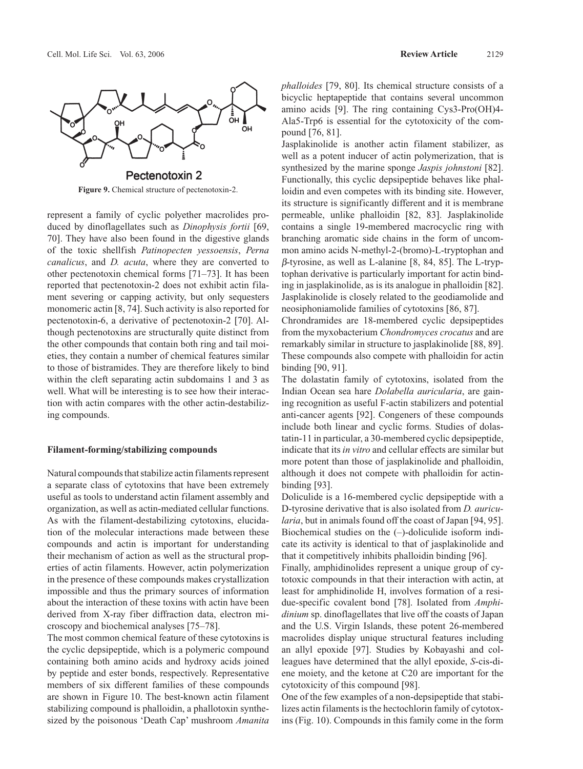Pectenotoxin 2

**Figure 9.** Chemical structure of pectenotoxin-2.

represent a family of cyclic polyether macrolides produced by dinoflagellates such as *Dinophysis fortii* [69, 70]. They have also been found in the digestive glands of the toxic shellfish *Patinopecten yessoensis*, *Perna canalicus*, and *D. acuta*, where they are converted to other pectenotoxin chemical forms [71–73]. It has been reported that pectenotoxin-2 does not exhibit actin filament severing or capping activity, but only sequesters monomeric actin [8, 74]. Such activity is also reported for pectenotoxin-6, a derivative of pectenotoxin-2 [70]. Although pectenotoxins are structurally quite distinct from the other compounds that contain both ring and tail moieties, they contain a number of chemical features similar to those of bistramides. They are therefore likely to bind within the cleft separating actin subdomains 1 and 3 as well. What will be interesting is to see how their interaction with actin compares with the other actin-destabilizing compounds.

### Filament-forming/stabilizing compounds

Natural compounds that stabilize actin filaments represent a separate class of cytotoxins that have been extremely useful as tools to understand actin filament assembly and organization, as well as actin-mediated cellular functions. As with the filament-destabilizing cytotoxins, elucidation of the molecular interactions made between these compounds and actin is important for understanding their mechanism of action as well as the structural properties of actin filaments. However, actin polymerization in the presence of these compounds makes crystallization impossible and thus the primary sources of information about the interaction of these toxins with actin have been derived from X-ray fiber diffraction data, electron microscopy and biochemical analyses [75–78].

The most common chemical feature of these cytotoxins is the cyclic depsipeptide, which is a polymeric compound containing both amino acids and hydroxy acids joined by peptide and ester bonds, respectively. Representative members of six different families of these compounds are shown in Figure 10. The best-known actin filament stabilizing compound is phalloidin, a phallotoxin synthesized by the poisonous 'Death Cap' mushroom *Amanita phalloides* [79, 80]. Its chemical structure consists of a bicyclic heptapeptide that contains several uncommon amino acids [9]. The ring containing Cys3-Pro(OH)4-Ala5-Trp6 is essential for the cytotoxicity of the compound [76, 81].

Jasplakinolide is another actin filament stabilizer, as well as a potent inducer of actin polymerization, that is synthesized by the marine sponge *Jaspis johnstoni* [82]. Functionally, this cyclic depsipeptide behaves like phalloidin and even competes with its binding site. However, its structure is significantly different and it is membrane permeable, unlike phalloidin [82, 83]. Jasplakinolide contains a single 19-membered macrocyclic ring with branching aromatic side chains in the form of uncommon amino acids N-methyl-2-(bromo)-L-tryptophan and β-tyrosine, as well as L-alanine [8, 84, 85]. The L-tryptophan derivative is particularly important for actin binding in jasplakinolide, as is its analogue in phalloidin [82]. Jasplakinolide is closely related to the geodiamolide and neosiphoniamolide families of cytotoxins [86, 87].

Chrondramides are 18-membered cyclic depsipeptides from the myxobacterium *Chondromyces crocatus* and are remarkably similar in structure to jasplakinolide [88, 89]. These compounds also compete with phalloidin for actin binding [90, 91].

The dolastatin family of cytotoxins, isolated from the Indian Ocean sea hare *Dolabella auricularia*, are gaining recognition as useful F-actin stabilizers and potential anti-cancer agents [92]. Congeners of these compounds include both linear and cyclic forms. Studies of dolastatin-11 in particular, a 30-membered cyclic depsipeptide, indicate that its *in vitro* and cellular effects are similar but more potent than those of jasplakinolide and phalloidin, although it does not compete with phalloidin for actin-binding [93].

Doliculide is a 16-membered cyclic depsipeptide with a D-tyrosine derivative that is also isolated from *D. auricularia*, but in animals found off the coast of Japan [94, 95]. Biochemical studies on the (–)-doliculide isoform indicate its activity is identical to that of jasplakinolide and that it competitively inhibits phalloidin binding [96].

Finally, amphidinolides represent a unique group of cytotoxic compounds in that their interaction with actin, at least for amphidinolide H, involves formation of a residue-specific covalent bond [78]. Isolated from *Amphidinium* sp. dinoflagellates that live off the coasts of Japan and the U.S. Virgin Islands, these potent 26-membered macrolides display unique structural features including an allyl epoxide [97]. Studies by Kobayashi and colleagues have determined that the allyl epoxide, *S*-cis-diene moiety, and the ketone at C20 are important for the cytotoxicity of this compound [98].

One of the few examples of a non-depsipeptide that stabilizes actin filaments is the hectochlorin family of cytotoxins (Fig. 10). Compounds in this family come in the form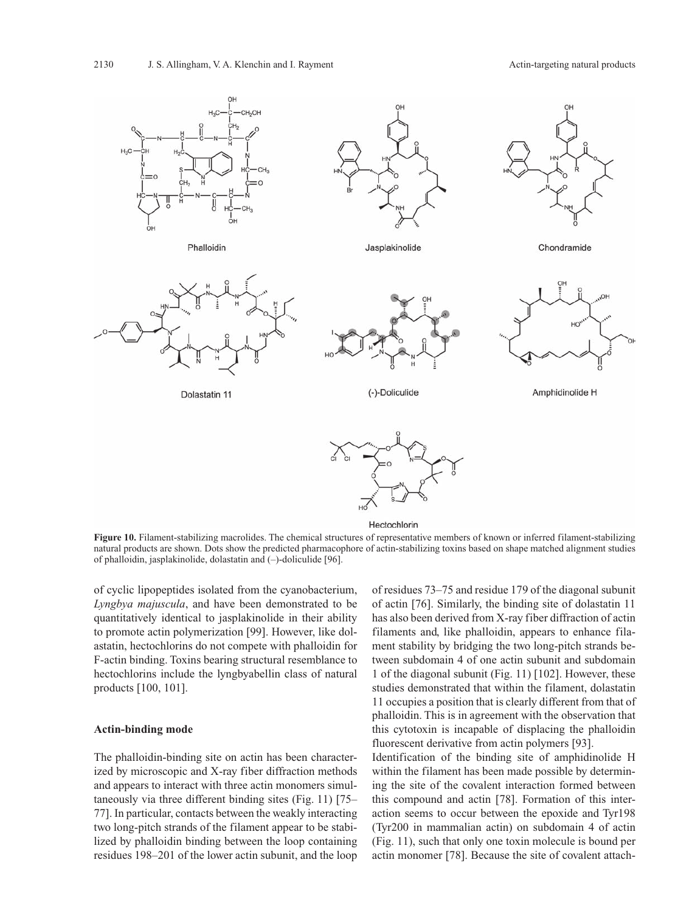**Figure 10.** Filament-stabilizing macrolides. The chemical structures of representative members of known or inferred filament-stabilizing natural products are shown. Dots show the predicted pharmacophore of actin-stabilizing toxins based on shape matched alignment studies of phalloidin, jasplakinolide, dolastatin and (–)-doliculide [96].

of cyclic lipopeptides isolated from the cyanobacterium, *Lyngbya majuscula*, and have been demonstrated to be quantitatively identical to jasplakinolide in their ability to promote actin polymerization [99]. However, like dolastatin, hectochlorins do not compete with phalloidin for F-actin binding. Toxins bearing structural resemblance to hectochlorins include the lyngbyabellin class of natural products [100, 101].

#### Actin-binding mode

The phalloidin-binding site on actin has been characterized by microscopic and X-ray fiber diffraction methods and appears to interact with three actin monomers simultaneously via three different binding sites (Fig. 11) [75–77]. In particular, contacts between the weakly interacting two long-pitch strands of the filament appear to be stabilized by phalloidin binding between the loop containing residues 198–201 of the lower actin subunit, and the loop of residues 73–75 and residue 179 of the diagonal subunit of actin [76]. Similarly, the binding site of dolastatin 11 has also been derived from X-ray fiber diffraction of actin filaments and, like phalloidin, appears to enhance filament stability by bridging the two long-pitch strands between subdomain 4 of one actin subunit and subdomain 1 of the diagonal subunit (Fig. 11) [102]. However, these studies demonstrated that within the filament, dolastatin 11 occupies a position that is clearly different from that of phalloidin. This is in agreement with the observation that this cytotoxin is incapable of displacing the phalloidin fluorescent derivative from actin polymers [93].

Identification of the binding site of amphidinolide H within the filament has been made possible by determining the site of the covalent interaction formed between this compound and actin [78]. Formation of this interaction seems to occur between the epoxide and Tyr198 (Tyr200 in mammalian actin) on subdomain 4 of actin (Fig. 11), such that only one toxin molecule is bound per actin monomer [78]. Because the site of covalent attach-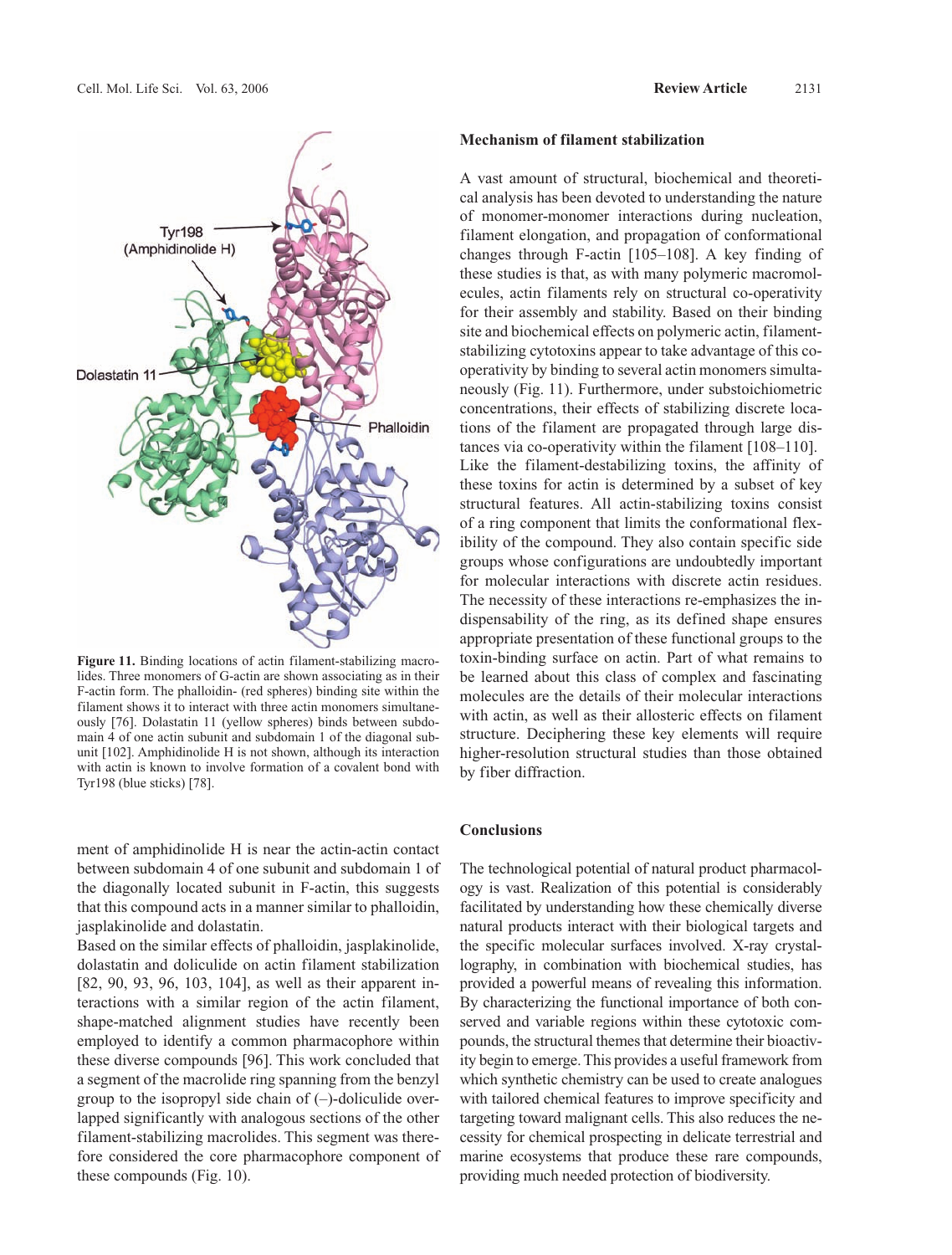**Figure 11.** Binding locations of actin filament-stabilizing macrolides. Three monomers of G-actin are shown associating as in their F-actin form. The phalloidin- (red spheres) binding site within the filament shows it to interact with three actin monomers simultaneously [76]. Dolastatin 11 (yellow spheres) binds between subdomain 4 of one actin subunit and subdomain 1 of the diagonal subunit [102]. Amphidinolide H is not shown, although its interaction with actin is known to involve formation of a covalent bond with Tyr198 (blue sticks) [78].

ment of amphidinolide H is near the actin-actin contact between subdomain 4 of one subunit and subdomain 1 of the diagonally located subunit in F-actin, this suggests that this compound acts in a manner similar to phalloidin, jasplakinolide and dolastatin.

Based on the similar effects of phalloidin, jasplakinolide, dolastatin and doliculide on actin filament stabilization [82, 90, 93, 96, 103, 104], as well as their apparent interactions with a similar region of the actin filament, shape-matched alignment studies have recently been employed to identify a common pharmacophore within these diverse compounds [96]. This work concluded that a segment of the macrolide ring spanning from the benzyl group to the isopropyl side chain of (–)-doliculide overlapped significantly with analogous sections of the other filament-stabilizing macrolides. This segment was therefore considered the core pharmacophore component of these compounds (Fig. 10).

## Mechanism of filament stabilization

A vast amount of structural, biochemical and theoretical analysis has been devoted to understanding the nature of monomer-monomer interactions during nucleation, filament elongation, and propagation of conformational changes through F-actin [105–108]. A key finding of these studies is that, as with many polymeric macromolecules, actin filaments rely on structural co-operativity for their assembly and stability. Based on their binding site and biochemical effects on polymeric actin, filament-stabilizing cytotoxins appear to take advantage of this co-operativity by binding to several actin monomers simultaneously (Fig. 11). Furthermore, under substoichiometric concentrations, their effects of stabilizing discrete locations of the filament are propagated through large distances via co-operativity within the filament [108–110]. Like the filament-destabilizing toxins, the affinity of these toxins for actin is determined by a subset of key structural features. All actin-stabilizing toxins consist of a ring component that limits the conformational flexibility of the compound. They also contain specific side groups whose configurations are undoubtedly important for molecular interactions with discrete actin residues. The necessity of these interactions re-emphasizes the indispensability of the ring, as its defined shape ensures appropriate presentation of these functional groups to the toxin-binding surface on actin. Part of what remains to be learned about this class of complex and fascinating molecules are the details of their molecular interactions with actin, as well as their allosteric effects on filament structure. Deciphering these key elements will require higher-resolution structural studies than those obtained by fiber diffraction.

## Conclusions

The technological potential of natural product pharmacology is vast. Realization of this potential is considerably facilitated by understanding how these chemically diverse natural products interact with their biological targets and the specific molecular surfaces involved. X-ray crystallography, in combination with biochemical studies, has provided a powerful means of revealing this information. By characterizing the functional importance of both conserved and variable regions within these cytotoxic compounds, the structural themes that determine their bioactivity begin to emerge. This provides a useful framework from which synthetic chemistry can be used to create analogues with tailored chemical features to improve specificity and targeting toward malignant cells. This also reduces the necessity for chemical prospecting in delicate terrestrial and marine ecosystems that produce these rare compounds, providing much needed protection of biodiversity.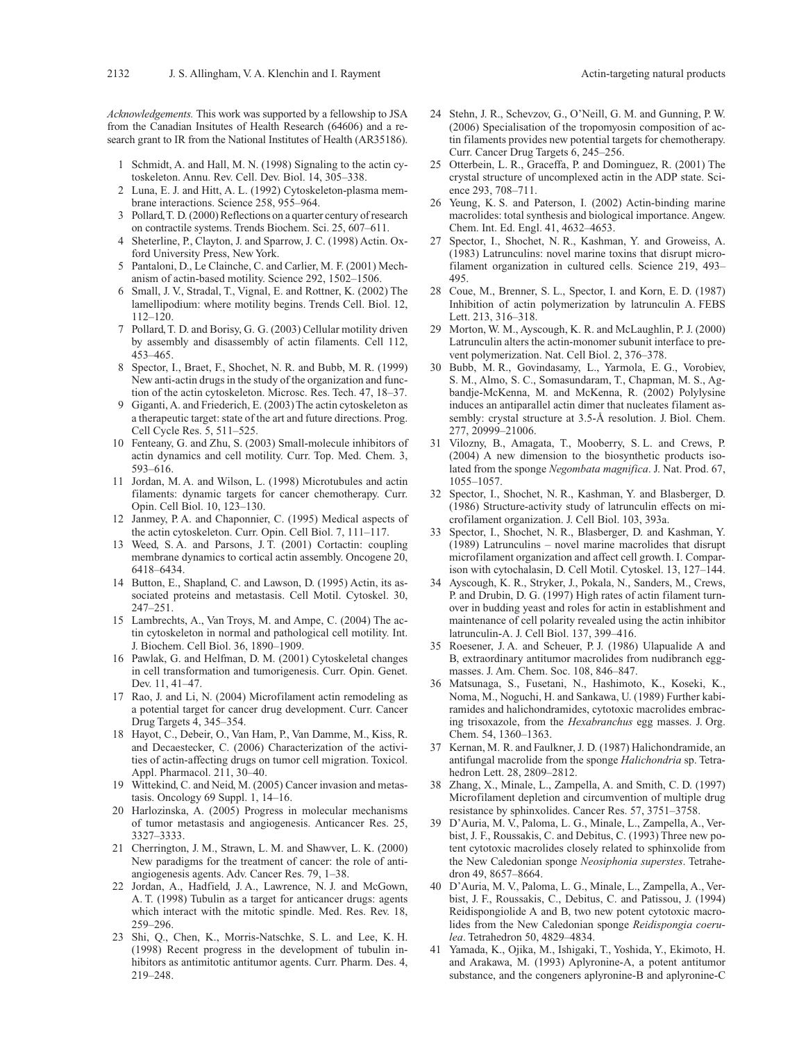*Acknowledgements.* This work was supported by a fellowship to JSA from the Canadian Insitutes of Health Research (64606) and a research grant to IR from the National Institutes of Health (AR35186).

1 Schmidt, A. and Hall, M. N. (1998) Signaling to the actin cytoskeleton. Annu. Rev. Cell. Dev. Biol. 14, 305–338.
2 Luna, E. J. and Hitt, A. L. (1992) Cytoskeleton-plasma membrane interactions. Science 258, 955–964.
3 Pollard, T. D. (2000) Reflections on a quarter century of research on contractile systems. Trends Biochem. Sci. 25, 607–611.
4 Sheterline, P., Clayton, J. and Sparrow, J. C. (1998) Actin. Oxford University Press, New York.
5 Pantaloni, D., Le Clainche, C. and Carlier, M. F. (2001) Mechanism of actin-based motility. Science 292, 1502–1506.
6 Small, J. V., Stradal, T., Vignal, E. and Rottner, K. (2002) The lamellipodium: where motility begins. Trends Cell. Biol. 12, 112–120.
7 Pollard, T. D. and Borisy, G. G. (2003) Cellular motility driven by assembly and disassembly of actin filaments. Cell 112, 453–465.
8 Spector, I., Braet, F., Shochet, N. R. and Bubb, M. R. (1999) New anti-actin drugs in the study of the organization and function of the actin cytoskeleton. Microsc. Res. Tech. 47, 18–37.
9 Giganti, A. and Friederich, E. (2003) The actin cytoskeleton as a therapeutic target: state of the art and future directions. Prog. Cell Cycle Res. 5, 511–525.
10 Fenteany, G. and Zhu, S. (2003) Small-molecule inhibitors of actin dynamics and cell motility. Curr. Top. Med. Chem. 3, 593–616.
11 Jordan, M. A. and Wilson, L. (1998) Microtubules and actin filaments: dynamic targets for cancer chemotherapy. Curr. Opin. Cell Biol. 10, 123–130.
12 Janmey, P. A. and Chaponnier, C. (1995) Medical aspects of the actin cytoskeleton. Curr. Opin. Cell Biol. 7, 111–117.
13 Weed, S. A. and Parsons, J. T. (2001) Cortactin: coupling membrane dynamics to cortical actin assembly. Oncogene 20, 6418–6434.
14 Button, E., Shapland, C. and Lawson, D. (1995) Actin, its associated proteins and metastasis. Cell Motil. Cytoskel. 30, 247–251.
15 Lambrechts, A., Van Troys, M. and Ampe, C. (2004) The actin cytoskeleton in normal and pathological cell motility. Int. J. Biochem. Cell Biol. 36, 1890–1909.
16 Pawlak, G. and Helfman, D. M. (2001) Cytoskeletal changes in cell transformation and tumorigenesis. Curr. Opin. Genet. Dev. 11, 41–47.
17 Rao, J. and Li, N. (2004) Microfilament actin remodeling as a potential target for cancer drug development. Curr. Cancer Drug Targets 4, 345–354.
18 Hayot, C., Debeir, O., Van Ham, P., Van Damme, M., Kiss, R. and Decaestecker, C. (2006) Characterization of the activities of actin-affecting drugs on tumor cell migration. Toxicol. Appl. Pharmacol. 211, 30–40.
19 Wittekind, C. and Neid, M. (2005) Cancer invasion and metastasis. Oncology 69 Suppl. 1, 14–16.
20 Harlozinska, A. (2005) Progress in molecular mechanisms of tumor metastasis and angiogenesis. Anticancer Res. 25, 3327–3333.
21 Cherrington, J. M., Strawn, L. M. and Shawver, L. K. (2000) New paradigms for the treatment of cancer: the role of anti-angiogenesis agents. Adv. Cancer Res. 79, 1–38.
22 Jordan, A., Hadfield, J. A., Lawrence, N. J. and McGown, A. T. (1998) Tubulin as a target for anticancer drugs: agents which interact with the mitotic spindle. Med. Res. Rev. 18, 259–296.
23 Shi, Q., Chen, K., Morris-Natschke, S. L. and Lee, K. H. (1998) Recent progress in the development of tubulin inhibitors as antimitotic antitumor agents. Curr. Pharm. Des. 4, 219–248.
24 Stehn, J. R., Schevzov, G., O'Neill, G. M. and Gunning, P. W. (2006) Specialisation of the tropomyosin composition of actin filaments provides new potential targets for chemotherapy. Curr. Cancer Drug Targets 6, 245–256.
25 Otterbein, L. R., Graceffa, P. and Dominguez, R. (2001) The crystal structure of uncomplexed actin in the ADP state. Science 293, 708–711.
26 Yeung, K. S. and Paterson, I. (2002) Actin-binding marine macrolides: total synthesis and biological importance. Angew. Chem. Int. Ed. Engl. 41, 4632–4653.
27 Spector, I., Shochet, N. R., Kashman, Y. and Groweiss, A. (1983) Latrunculins: novel marine toxins that disrupt microfilament organization in cultured cells. Science 219, 493–495.
28 Coue, M., Brenner, S. L., Spector, I. and Korn, E. D. (1987) Inhibition of actin polymerization by latrunculin A. FEBS Lett. 213, 316–318.
29 Morton, W. M., Ayscough, K. R. and McLaughlin, P. J. (2000) Latrunculin alters the actin-monomer subunit interface to prevent polymerization. Nat. Cell Biol. 2, 376–378.
30 Bubb, M. R., Govindasamy, L., Yarmola, E. G., Vorobiev, S. M., Almo, S. C., Somasundaram, T., Chapman, M. S., Agbandje-McKenna, M. and McKenna, R. (2002) Polylysine induces an antiparallel actin dimer that nucleates filament assembly: crystal structure at 3.5-Å resolution. J. Biol. Chem. 277, 20999–21006.
31 Vilozny, B., Amagata, T., Mooberry, S. L. and Crews, P. (2004) A new dimension to the biosynthetic products isolated from the sponge *Negombata magnifica*. J. Nat. Prod. 67, 1055–1057.
32 Spector, I., Shochet, N. R., Kashman, Y. and Blasberger, D. (1986) Structure-activity study of latrunculin effects on microfilament organization. J. Cell Biol. 103, 393a.
33 Spector, I., Shochet, N. R., Blasberger, D. and Kashman, Y. (1989) Latrunculins – novel marine macrolides that disrupt microfilament organization and affect cell growth. I. Comparison with cytochalasin, D. Cell Motil. Cytoskel. 13, 127–144.
34 Ayscough, K. R., Stryker, J., Pokala, N., Sanders, M., Crews, P. and Drubin, D. G. (1997) High rates of actin filament turnover in budding yeast and roles for actin in establishment and maintenance of cell polarity revealed using the actin inhibitor latrunculin-A. J. Cell Biol. 137, 399–416.
35 Roesener, J. A. and Scheuer, P. J. (1986) Ulapualide A and B, extraordinary antitumor macrolides from nudibranch eggmasses. J. Am. Chem. Soc. 108, 846–847.
36 Matsunaga, S., Fusetani, N., Hashimoto, K., Koseki, K., Noma, M., Noguchi, H. and Sankawa, U. (1989) Further kabiramides and halichondramides, cytotoxic macrolides embracing trisoxazole, from the *Hexabranchus* egg masses. J. Org. Chem. 54, 1360–1363.
37 Kernan, M. R. and Faulkner, J. D. (1987) Halichondramide, an antifungal macrolide from the sponge *Halichondria* sp. Tetrahedron Lett. 28, 2809–2812.
38 Zhang, X., Minale, L., Zampella, A. and Smith, C. D. (1997) Microfilament depletion and circumvention of multiple drug resistance by sphinxolides. Cancer Res. 57, 3751–3758.
39 D'Auria, M. V., Paloma, L. G., Minale, L., Zampella, A., Verbist, J. F., Roussakis, C. and Debitus, C. (1993) Three new potent cytotoxic macrolides closely related to sphinxolide from the New Caledonian sponge *Neosiphonia superstes*. Tetrahedron 49, 8657–8664.
40 D'Auria, M. V., Paloma, L. G., Minale, L., Zampella, A., Verbist, J. F., Roussakis, C., Debitus, C. and Patissou, J. (1994) Reidispongiolide A and B, two new potent cytotoxic macrolides from the New Caledonian sponge *Reidispongia coerulea*. Tetrahedron 50, 4829–4834.
41 Yamada, K., Ojika, M., Ishigaki, T., Yoshida, Y., Ekimoto, H. and Arakawa, M. (1993) Aplyronine-A, a potent antitumor substance, and the congeners aplyronine-B and aplyronine-C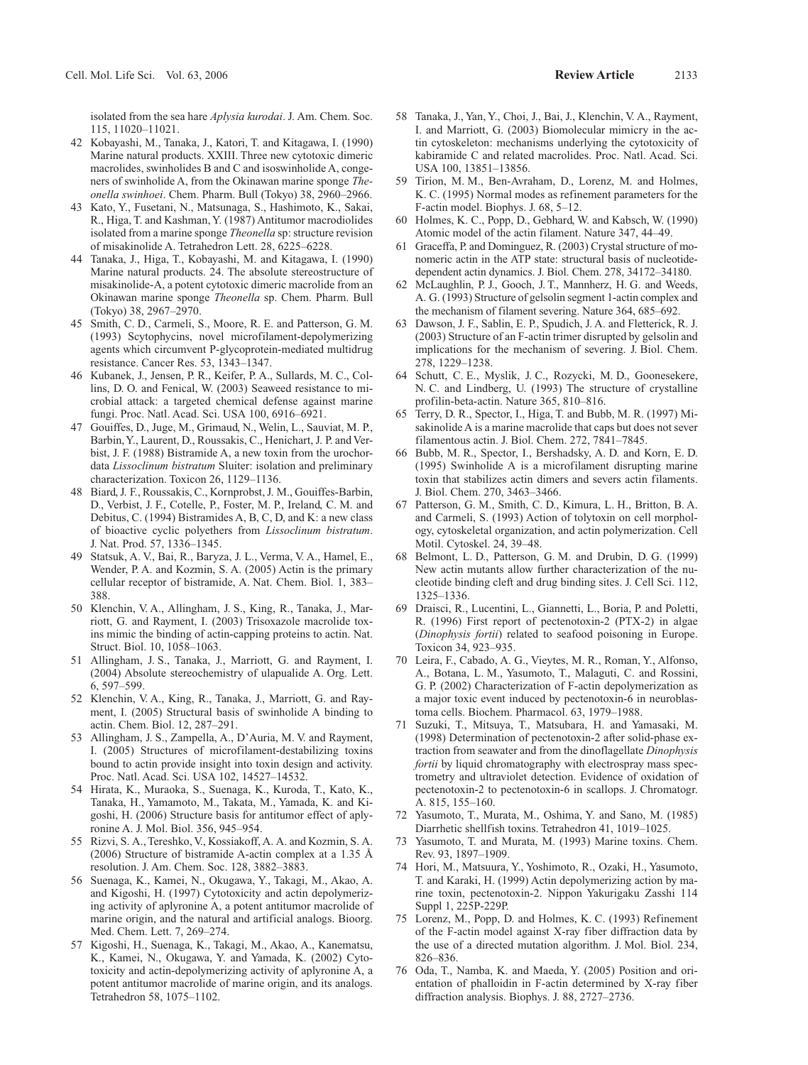isolated from the sea hare *Aplysia kurodai*. J. Am. Chem. Soc. 115, 11020–11021.

42 Kobayashi, M., Tanaka, J., Katori, T. and Kitagawa, I. (1990) Marine natural products. XXIII. Three new cytotoxic dimeric macrolides, swinholides B and C and isoswinholide A, congeners of swinholide A, from the Okinawan marine sponge *Theonella swinhoei*. Chem. Pharm. Bull (Tokyo) 38, 2960–2966.

43 Kato, Y., Fusetani, N., Matsunaga, S., Hashimoto, K., Sakai, R., Higa, T. and Kashman, Y. (1987) Antitumor macrodiolides isolated from a marine sponge *Theonella* sp: structure revision of misakinolide A. Tetrahedron Lett. 28, 6225–6228.

44 Tanaka, J., Higa, T., Kobayashi, M. and Kitagawa, I. (1990) Marine natural products. 24. The absolute stereostructure of misakinolide-A, a potent cytotoxic dimeric macrolide from an Okinawan marine sponge *Theonella* sp. Chem. Pharm. Bull (Tokyo) 38, 2967–2970.

45 Smith, C. D., Carmeli, S., Moore, R. E. and Patterson, G. M. (1993) Scytophycins, novel microfilament-depolymerizing agents which circumvent P-glycoprotein-mediated multidrug resistance. Cancer Res. 53, 1343–1347.

46 Kubanek, J., Jensen, P. R., Keifer, P. A., Sullards, M. C., Collins, D. O. and Fenical, W. (2003) Seaweed resistance to microbial attack: a targeted chemical defense against marine fungi. Proc. Natl. Acad. Sci. USA 100, 6916–6921.

47 Gouiffes, D., Juge, M., Grimaud, N., Welin, L., Sauviat, M. P., Barbin, Y., Laurent, D., Roussakis, C., Henichart, J. P. and Verbist, J. F. (1988) Bistramide A, a new toxin from the urochordata *Lissoclinum bistratum* Sluiter: isolation and preliminary characterization. Toxicon 26, 1129–1136.

48 Biard, J. F., Roussakis, C., Kornprobst, J. M., Gouiffes-Barbin, D., Verbist, J. F., Cotelle, P., Foster, M. P., Ireland, C. M. and Debitus, C. (1994) Bistramides A, B, C, D, and K: a new class of bioactive cyclic polyethers from *Lissoclinum bistratum*. J. Nat. Prod. 57, 1336–1345.

49 Statsuk, A. V., Bai, R., Baryza, J. L., Verma, V. A., Hamel, E., Wender, P. A. and Kozmin, S. A. (2005) Actin is the primary cellular receptor of bistramide, A. Nat. Chem. Biol. 1, 383–388.

50 Klenchin, V. A., Allingham, J. S., King, R., Tanaka, J., Marriott, G. and Rayment, I. (2003) Trisoxazole macrolide toxins mimic the binding of actin-capping proteins to actin. Nat. Struct. Biol. 10, 1058–1063.

51 Allingham, J. S., Tanaka, J., Marriott, G. and Rayment, I. (2004) Absolute stereochemistry of ulapualide A. Org. Lett. 6, 597–599.

52 Klenchin, V. A., King, R., Tanaka, J., Marriott, G. and Rayment, I. (2005) Structural basis of swinholide A binding to actin. Chem. Biol. 12, 287–291.

53 Allingham, J. S., Zampella, A., D'Auria, M. V. and Rayment, I. (2005) Structures of microfilament-destabilizing toxins bound to actin provide insight into toxin design and activity. Proc. Natl. Acad. Sci. USA 102, 14527–14532.

54 Hirata, K., Muraoka, S., Suenaga, K., Kuroda, T., Kato, K., Tanaka, H., Yamamoto, M., Takata, M., Yamada, K. and Kigoshi, H. (2006) Structure basis for antitumor effect of aplyronine A. J. Mol. Biol. 356, 945–954.

55 Rizvi, S. A., Tereshko, V., Kossiakoff, A. A. and Kozmin, S. A. (2006) Structure of bistramide A-actin complex at a 1.35 Å resolution. J. Am. Chem. Soc. 128, 3882–3883.

56 Suenaga, K., Kamei, N., Okugawa, Y., Takagi, M., Akao, A. and Kigoshi, H. (1997) Cytotoxicity and actin depolymerizing activity of aplyronine A, a potent antitumor macrolide of marine origin, and the natural and artificial analogs. Bioorg. Med. Chem. Lett. 7, 269–274.

57 Kigoshi, H., Suenaga, K., Takagi, M., Akao, A., Kanematsu, K., Kamei, N., Okugawa, Y. and Yamada, K. (2002) Cytotoxicity and actin-depolymerizing activity of aplyronine A, a potent antitumor macrolide of marine origin, and its analogs. Tetrahedron 58, 1075–1102.

58 Tanaka, J., Yan, Y., Choi, J., Bai, J., Klenchin, V. A., Rayment, I. and Marriott, G. (2003) Biomolecular mimicry in the actin cytoskeleton: mechanisms underlying the cytotoxicity of kabiramide C and related macrolides. Proc. Natl. Acad. Sci. USA 100, 13851–13856.

59 Tirion, M. M., Ben-Avraham, D., Lorenz, M. and Holmes, K. C. (1995) Normal modes as refinement parameters for the F-actin model. Biophys. J. 68, 5–12.

60 Holmes, K. C., Popp, D., Gebhard, W. and Kabsch, W. (1990) Atomic model of the actin filament. Nature 347, 44–49.

61 Graceffa, P. and Dominguez, R. (2003) Crystal structure of monomeric actin in the ATP state: structural basis of nucleotide-dependent actin dynamics. J. Biol. Chem. 278, 34172–34180.

62 McLaughlin, P. J., Gooch, J. T., Mannherz, H. G. and Weeds, A. G. (1993) Structure of gelsolin segment 1-actin complex and the mechanism of filament severing. Nature 364, 685–692.

63 Dawson, J. F., Sablin, E. P., Spudich, J. A. and Fletterick, R. J. (2003) Structure of an F-actin trimer disrupted by gelsolin and implications for the mechanism of severing. J. Biol. Chem. 278, 1229–1238.

64 Schutt, C. E., Myslik, J. C., Rozycki, M. D., Goonesekere, N. C. and Lindberg, U. (1993) The structure of crystalline profilin-beta-actin. Nature 365, 810–816.

65 Terry, D. R., Spector, I., Higa, T. and Bubb, M. R. (1997) Misakinolide A is a marine macrolide that caps but does not sever filamentous actin. J. Biol. Chem. 272, 7841–7845.

66 Bubb, M. R., Spector, I., Bershadsky, A. D. and Korn, E. D. (1995) Swinholide A is a microfilament disrupting marine toxin that stabilizes actin dimers and severs actin filaments. J. Biol. Chem. 270, 3463–3466.

67 Patterson, G. M., Smith, C. D., Kimura, L. H., Britton, B. A. and Carmeli, S. (1993) Action of tolytoxin on cell morphology, cytoskeletal organization, and actin polymerization. Cell Motil. Cytoskel. 24, 39–48.

68 Belmont, L. D., Patterson, G. M. and Drubin, D. G. (1999) New actin mutants allow further characterization of the nucleotide binding cleft and drug binding sites. J. Cell Sci. 112, 1325–1336.

69 Draisci, R., Lucentini, L., Giannetti, L., Boria, P. and Poletti, R. (1996) First report of pectenotoxin-2 (PTX-2) in algae (*Dinophysis fortii*) related to seafood poisoning in Europe. Toxicon 34, 923–935.

70 Leira, F., Cabado, A. G., Vieytes, M. R., Roman, Y., Alfonso, A., Botana, L. M., Yasumoto, T., Malaguti, C. and Rossini, G. P. (2002) Characterization of F-actin depolymerization as a major toxic event induced by pectenotoxin-6 in neuroblastoma cells. Biochem. Pharmacol. 63, 1979–1988.

71 Suzuki, T., Mitsuya, T., Matsubara, H. and Yamasaki, M. (1998) Determination of pectenotoxin-2 after solid-phase extraction from seawater and from the dinoflagellate *Dinophysis fortii* by liquid chromatography with electrospray mass spectrometry and ultraviolet detection. Evidence of oxidation of pectenotoxin-2 to pectenotoxin-6 in scallops. J. Chromatogr. A. 815, 155–160.

72 Yasumoto, T., Murata, M., Oshima, Y. and Sano, M. (1985) Diarrhetic shellfish toxins. Tetrahedron 41, 1019–1025.

73 Yasumoto, T. and Murata, M. (1993) Marine toxins. Chem. Rev. 93, 1897–1909.

74 Hori, M., Matsuura, Y., Yoshimoto, R., Ozaki, H., Yasumoto, T. and Karaki, H. (1999) Actin depolymerizing action by marine toxin, pectenotoxin-2. Nippon Yakurigaku Zasshi 114 Suppl 1, 225P-229P.

75 Lorenz, M., Popp, D. and Holmes, K. C. (1993) Refinement of the F-actin model against X-ray fiber diffraction data by the use of a directed mutation algorithm. J. Mol. Biol. 234, 826–836.

76 Oda, T., Namba, K. and Maeda, Y. (2005) Position and orientation of phalloidin in F-actin determined by X-ray fiber diffraction analysis. Biophys. J. 88, 2727–2736.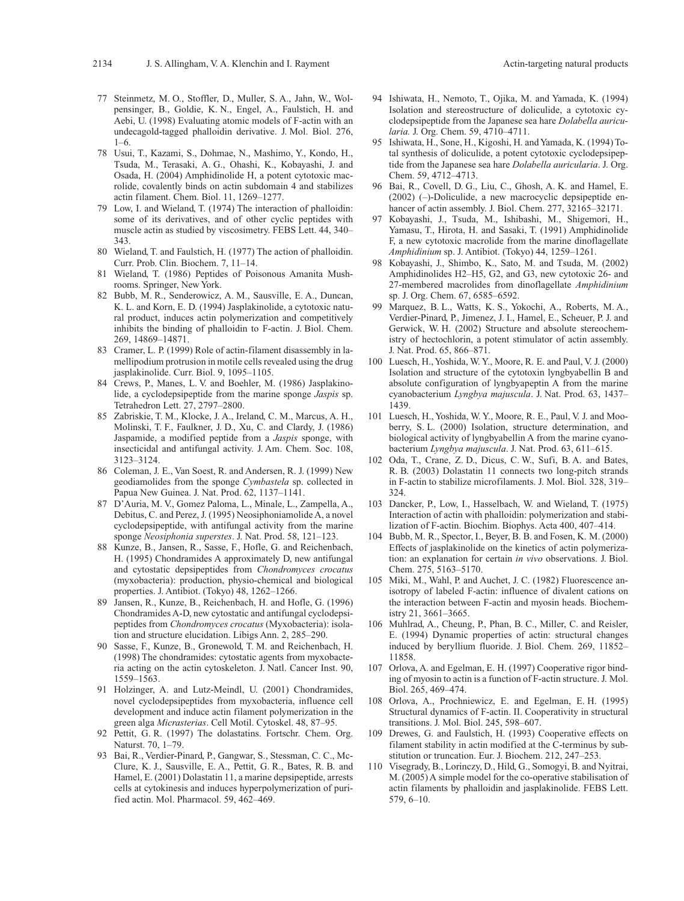77 Steinmetz, M. O., Stoffler, D., Muller, S. A., Jahn, W., Wolpensinger, B., Goldie, K. N., Engel, A., Faulstich, H. and Aebi, U. (1998) Evaluating atomic models of F-actin with an undecagold-tagged phalloidin derivative. J. Mol. Biol. 276, 1–6.

78 Usui, T., Kazami, S., Dohmae, N., Mashimo, Y., Kondo, H., Tsuda, M., Terasaki, A. G., Ohashi, K., Kobayashi, J. and Osada, H. (2004) Amphidinolide H, a potent cytotoxic macrolide, covalently binds on actin subdomain 4 and stabilizes actin filament. Chem. Biol. 11, 1269–1277.

79 Low, I. and Wieland, T. (1974) The interaction of phalloidin: some of its derivatives, and of other cyclic peptides with muscle actin as studied by viscosimetry. FEBS Lett. 44, 340–343.

80 Wieland, T. and Faulstich, H. (1977) The action of phalloidin. Curr. Prob. Clin. Biochem. 7, 11–14.

81 Wieland, T. (1986) Peptides of Poisonous Amanita Mushrooms. Springer, New York.

82 Bubb, M. R., Senderowicz, A. M., Sausville, E. A., Duncan, K. L. and Korn, E. D. (1994) Jasplakinolide, a cytotoxic natural product, induces actin polymerization and competitively inhibits the binding of phalloidin to F-actin. J. Biol. Chem. 269, 14869–14871.

83 Cramer, L. P. (1999) Role of actin-filament disassembly in lamellipodium protrusion in motile cells revealed using the drug jasplakinolide. Curr. Biol. 9, 1095–1105.

84 Crews, P., Manes, L. V. and Boehler, M. (1986) Jasplakinolide, a cyclodepsipeptide from the marine sponge *Jaspis* sp. Tetrahedron Lett. 27, 2797–2800.

85 Zabriskie, T. M., Klocke, J. A., Ireland, C. M., Marcus, A. H., Molinski, T. F., Faulkner, J. D., Xu, C. and Clardy, J. (1986) Jaspamide, a modified peptide from a *Jaspis* sponge, with insecticidal and antifungal activity. J. Am. Chem. Soc. 108, 3123–3124.

86 Coleman, J. E., Van Soest, R. and Andersen, R. J. (1999) New geodiamolides from the sponge *Cymbastela* sp. collected in Papua New Guinea. J. Nat. Prod. 62, 1137–1141.

87 D'Auria, M. V., Gomez Paloma, L., Minale, L., Zampella, A., Debitus, C. and Perez, J. (1995) Neosiphoniamolide A, a novel cyclodepsipeptide, with antifungal activity from the marine sponge *Neosiphonia superstes*. J. Nat. Prod. 58, 121–123.

88 Kunze, B., Jansen, R., Sasse, F., Hofle, G. and Reichenbach, H. (1995) Chondramides A approximately D, new antifungal and cytostatic depsipeptides from *Chondromyces crocatus* (myxobacteria): production, physio-chemical and biological properties. J. Antibiot. (Tokyo) 48, 1262–1266.

89 Jansen, R., Kunze, B., Reichenbach, H. and Hofle, G. (1996) Chondramides A-D, new cytostatic and antifungal cyclodepsipeptides from *Chondromyces crocatus* (Myxobacteria): isolation and structure elucidation. Libigs Ann. 2, 285–290.

90 Sasse, F., Kunze, B., Gronewold, T. M. and Reichenbach, H. (1998) The chondramides: cytostatic agents from myxobacteria acting on the actin cytoskeleton. J. Natl. Cancer Inst. 90, 1559–1563.

91 Holzinger, A. and Lutz-Meindl, U. (2001) Chondramides, novel cyclodepsipeptides from myxobacteria, influence cell development and induce actin filament polymerization in the green alga *Micrasterias*. Cell Motil. Cytoskel. 48, 87–95.

92 Pettit, G. R. (1997) The dolastatins. Fortschr. Chem. Org. Naturst. 70, 1–79.

93 Bai, R., Verdier-Pinard, P., Gangwar, S., Stessman, C. C., McClure, K. J., Sausville, E. A., Pettit, G. R., Bates, R. B. and Hamel, E. (2001) Dolastatin 11, a marine depsipeptide, arrests cells at cytokinesis and induces hyperpolymerization of purified actin. Mol. Pharmacol. 59, 462–469.

94 Ishiwata, H., Nemoto, T., Ojika, M. and Yamada, K. (1994) Isolation and stereostructure of doliculide, a cytotoxic cyclodepsipeptide from the Japanese sea hare *Dolabella auricularia.* J. Org. Chem. 59, 4710–4711.

95 Ishiwata, H., Sone, H., Kigoshi, H. and Yamada, K. (1994) Total synthesis of doliculide, a potent cytotoxic cyclodepsipeptide from the Japanese sea hare *Dolabella auricularia*. J. Org. Chem. 59, 4712–4713.

96 Bai, R., Covell, D. G., Liu, C., Ghosh, A. K. and Hamel, E. (2002) (–)-Doliculide, a new macrocyclic depsipeptide enhancer of actin assembly. J. Biol. Chem. 277, 32165–32171.

97 Kobayashi, J., Tsuda, M., Ishibashi, M., Shigemori, H., Yamasu, T., Hirota, H. and Sasaki, T. (1991) Amphidinolide F, a new cytotoxic macrolide from the marine dinoflagellate *Amphidinium* sp. J. Antibiot. (Tokyo) 44, 1259–1261.

98 Kobayashi, J., Shimbo, K., Sato, M. and Tsuda, M. (2002) Amphidinolides H2–H5, G2, and G3, new cytotoxic 26- and 27-membered macrolides from dinoflagellate *Amphidinium* sp. J. Org. Chem. 67, 6585–6592.

99 Marquez, B. L., Watts, K. S., Yokochi, A., Roberts, M. A., Verdier-Pinard, P., Jimenez, J. I., Hamel, E., Scheuer, P. J. and Gerwick, W. H. (2002) Structure and absolute stereochemistry of hectochlorin, a potent stimulator of actin assembly. J. Nat. Prod. 65, 866–871.

100 Luesch, H., Yoshida, W. Y., Moore, R. E. and Paul, V. J. (2000) Isolation and structure of the cytotoxin lyngbyabellin B and absolute configuration of lyngbyapeptin A from the marine cyanobacterium *Lyngbya majuscula*. J. Nat. Prod. 63, 1437–1439.

101 Luesch, H., Yoshida, W. Y., Moore, R. E., Paul, V. J. and Mooberry, S. L. (2000) Isolation, structure determination, and biological activity of lyngbyabellin A from the marine cyanobacterium *Lyngbya majuscula*. J. Nat. Prod. 63, 611–615.

102 Oda, T., Crane, Z. D., Dicus, C. W., Sufi, B. A. and Bates, R. B. (2003) Dolastatin 11 connects two long-pitch strands in F-actin to stabilize microfilaments. J. Mol. Biol. 328, 319–324.

103 Dancker, P., Low, I., Hasselbach, W. and Wieland, T. (1975) Interaction of actin with phalloidin: polymerization and stabilization of F-actin. Biochim. Biophys. Acta 400, 407–414.

104 Bubb, M. R., Spector, I., Beyer, B. B. and Fosen, K. M. (2000) Effects of jasplakinolide on the kinetics of actin polymerization: an explanation for certain *in vivo* observations. J. Biol. Chem. 275, 5163–5170.

105 Miki, M., Wahl, P. and Auchet, J. C. (1982) Fluorescence anisotropy of labeled F-actin: influence of divalent cations on the interaction between F-actin and myosin heads. Biochemistry 21, 3661–3665.

106 Muhlrad, A., Cheung, P., Phan, B. C., Miller, C. and Reisler, E. (1994) Dynamic properties of actin: structural changes induced by beryllium fluoride. J. Biol. Chem. 269, 11852–11858.

107 Orlova, A. and Egelman, E. H. (1997) Cooperative rigor binding of myosin to actin is a function of F-actin structure. J. Mol. Biol. 265, 469–474.

108 Orlova, A., Prochniewicz, E. and Egelman, E. H. (1995) Structural dynamics of F-actin. II. Cooperativity in structural transitions. J. Mol. Biol. 245, 598–607.

109 Drewes, G. and Faulstich, H. (1993) Cooperative effects on filament stability in actin modified at the C-terminus by substitution or truncation. Eur. J. Biochem. 212, 247–253.

110 Visegrady, B., Lorinczy, D., Hild, G., Somogyi, B. and Nyitrai, M. (2005) A simple model for the co-operative stabilisation of actin filaments by phalloidin and jasplakinolide. FEBS Lett. 579, 6–10.